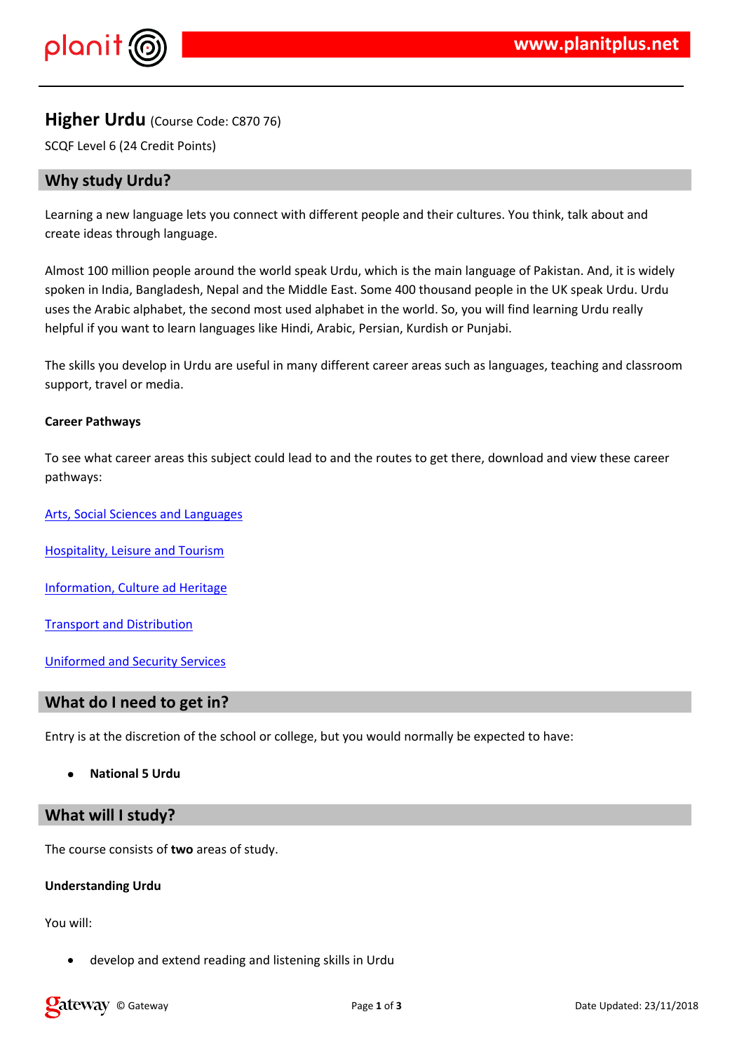# Higher Urdu (Course Code: C870 76)

SCQF Level 6 (24 Credit Points)

## Why study Urdu?

Learning a new language lets you connect with different people and their cultures. You think, talk about and create ideas through language.

Almost 100 million people around the world speak Urdu, which is the main language of Pakistan. And, it is widely spoken in India, Bangladesh, Nepal and the Middle East. Some 400 thousand people in the UK speak Urdu. Urdu uses the Arabic alphabet, the second most used alphabet in the world. So, you will find learning Urdu really helpful if you want to learn languages like Hindi, Arabic, Persian, Kurdish or Punjabi.

The skills you develop in Urdu are useful in many different career areas such as languages, teaching and classroom support, travel or media.

**Career Pathways**

To see what career areas this subject could lead to and the routes to get there, download and view these career pathways:

Arts, Social Sciences and Languages

Hospitality, Leisure and Tourism

Information, Culture ad Heritage

Transport and Distribution

Uniformed and Security Services

## What do I need to get in?

Entry is at the discretion of the school or college, but you would normally be expected to have:

- **National 5 Urdu**

## What will I study?

The course consists of **two** areas of study.

**Understanding Urdu**

You will:

- develop and extend reading and listening skills in Urdu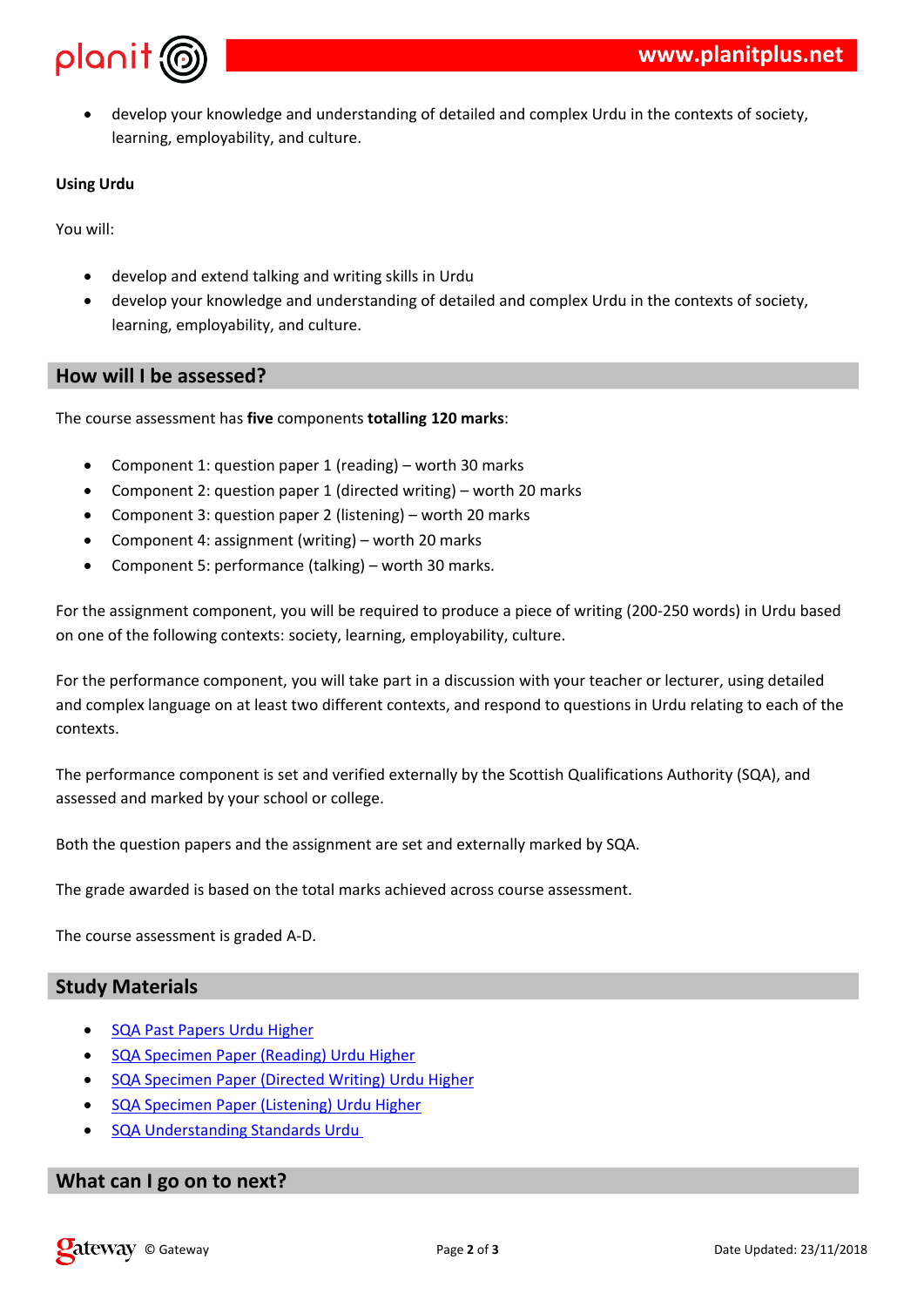- develop your knowledge and understanding of detailed and complex Urdu in the contexts of society, learning, employability, and culture.

**Using Urdu**

You will:

- develop and extend talking and writing skills in Urdu
- develop your knowledge and understanding of detailed and complex Urdu in the contexts of society, learning, employability, and culture.

## How will I be assessed?

The course assessment has **five** components **totalling 120 marks**:

- Component 1: question paper 1 (reading) – worth 30 marks
- Component 2: question paper 1 (directed writing) – worth 20 marks
- Component 3: question paper 2 (listening) – worth 20 marks
- Component 4: assignment (writing) – worth 20 marks
- Component 5: performance (talking) – worth 30 marks.

For the assignment component, you will be required to produce a piece of writing (200-250 words) in Urdu based on one of the following contexts: society, learning, employability, culture.

For the performance component, you will take part in a discussion with your teacher or lecturer, using detailed and complex language on at least two different contexts, and respond to questions in Urdu relating to each of the contexts.

The performance component is set and verified externally by the Scottish Qualifications Authority (SQA), and assessed and marked by your school or college.

Both the question papers and the assignment are set and externally marked by SQA.

The grade awarded is based on the total marks achieved across course assessment.

The course assessment is graded A-D.

## Study Materials

- SQA Past Papers Urdu Higher
- SQA Specimen Paper (Reading) Urdu Higher
- SQA Specimen Paper (Directed Writing) Urdu Higher
- SQA Specimen Paper (Listening) Urdu Higher
- SQA Understanding Standards Urdu

## What can I go on to next?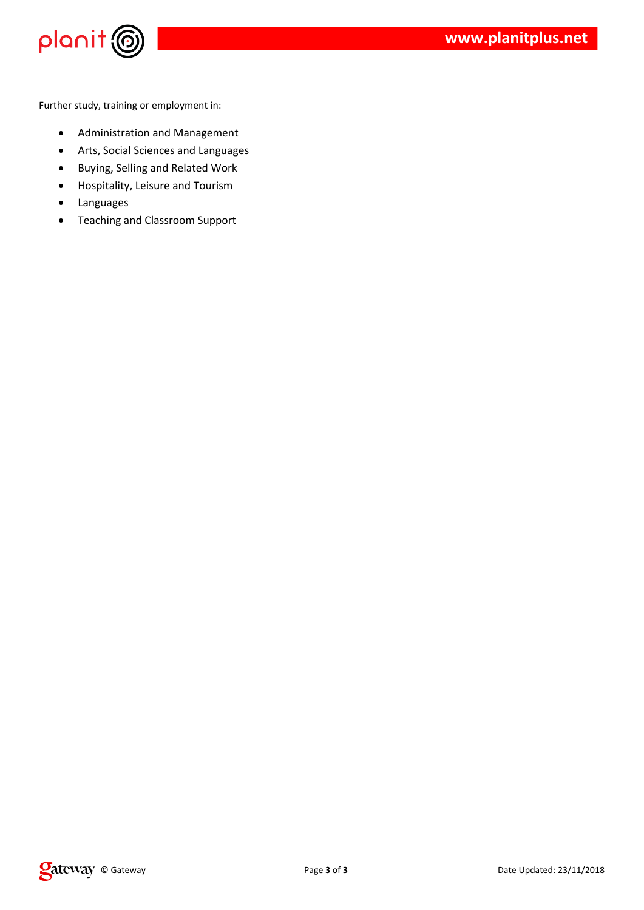Further study, training or employment in:

- Administration and Management
- Arts, Social Sciences and Languages
- Buying, Selling and Related Work
- Hospitality, Leisure and Tourism
- Languages
- Teaching and Classroom Support